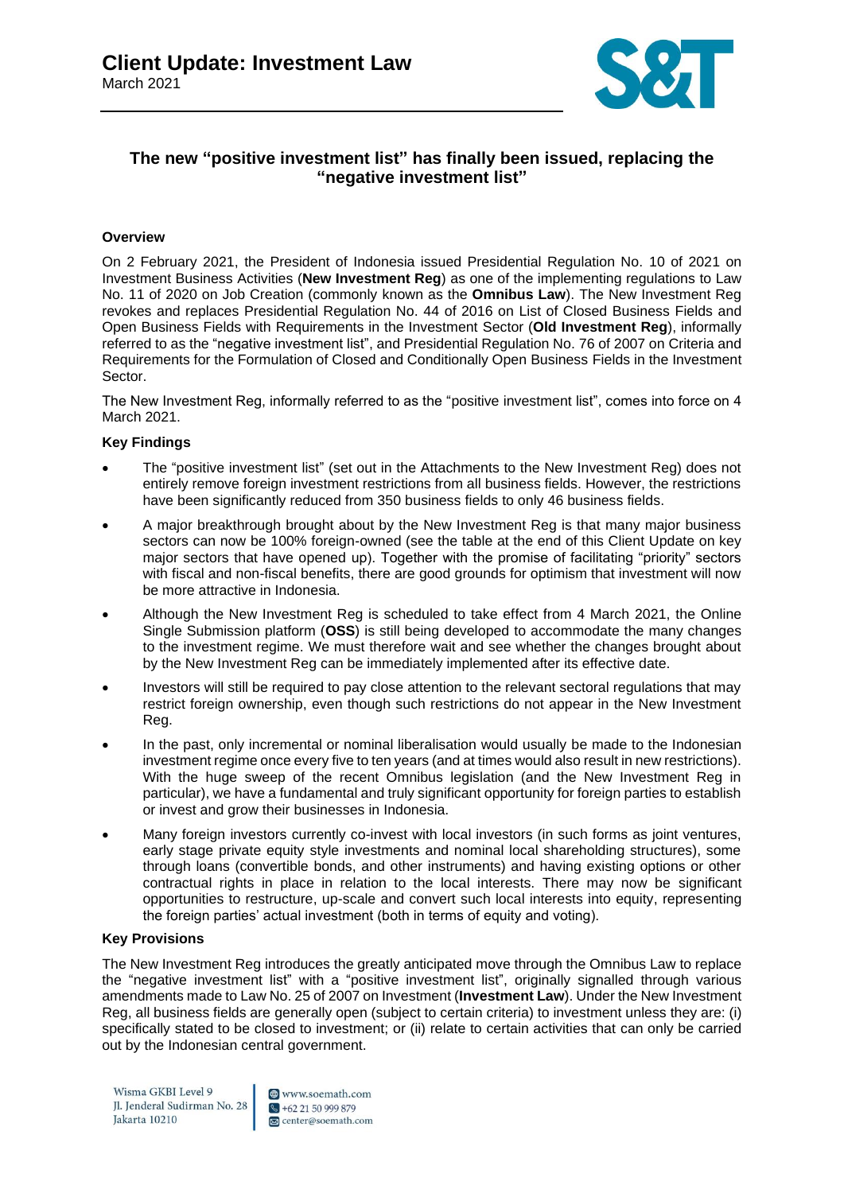# Client Update: Investment Law

March 2021

## The new "positive investment list" has finally been issued, replacing the "negative investment list"

### Overview

On 2 February 2021, the President of Indonesia issued Presidential Regulation No. 10 of 2021 on Investment Business Activities (**New Investment Reg**) as one of the implementing regulations to Law No. 11 of 2020 on Job Creation (commonly known as the **Omnibus Law**). The New Investment Reg revokes and replaces Presidential Regulation No. 44 of 2016 on List of Closed Business Fields and Open Business Fields with Requirements in the Investment Sector (**Old Investment Reg**), informally referred to as the "negative investment list", and Presidential Regulation No. 76 of 2007 on Criteria and Requirements for the Formulation of Closed and Conditionally Open Business Fields in the Investment Sector.

The New Investment Reg, informally referred to as the "positive investment list", comes into force on 4 March 2021.

### Key Findings

- The "positive investment list" (set out in the Attachments to the New Investment Reg) does not entirely remove foreign investment restrictions from all business fields. However, the restrictions have been significantly reduced from 350 business fields to only 46 business fields.
- A major breakthrough brought about by the New Investment Reg is that many major business sectors can now be 100% foreign-owned (see the table at the end of this Client Update on key major sectors that have opened up). Together with the promise of facilitating "priority" sectors with fiscal and non-fiscal benefits, there are good grounds for optimism that investment will now be more attractive in Indonesia.
- Although the New Investment Reg is scheduled to take effect from 4 March 2021, the Online Single Submission platform (**OSS**) is still being developed to accommodate the many changes to the investment regime. We must therefore wait and see whether the changes brought about by the New Investment Reg can be immediately implemented after its effective date.
- Investors will still be required to pay close attention to the relevant sectoral regulations that may restrict foreign ownership, even though such restrictions do not appear in the New Investment Reg.
- In the past, only incremental or nominal liberalisation would usually be made to the Indonesian investment regime once every five to ten years (and at times would also result in new restrictions). With the huge sweep of the recent Omnibus legislation (and the New Investment Reg in particular), we have a fundamental and truly significant opportunity for foreign parties to establish or invest and grow their businesses in Indonesia.
- Many foreign investors currently co-invest with local investors (in such forms as joint ventures, early stage private equity style investments and nominal local shareholding structures), some through loans (convertible bonds, and other instruments) and having existing options or other contractual rights in place in relation to the local interests. There may now be significant opportunities to restructure, up-scale and convert such local interests into equity, representing the foreign parties' actual investment (both in terms of equity and voting).

### Key Provisions

The New Investment Reg introduces the greatly anticipated move through the Omnibus Law to replace the "negative investment list" with a "positive investment list", originally signalled through various amendments made to Law No. 25 of 2007 on Investment (**Investment Law**). Under the New Investment Reg, all business fields are generally open (subject to certain criteria) to investment unless they are: (i) specifically stated to be closed to investment; or (ii) relate to certain activities that can only be carried out by the Indonesian central government.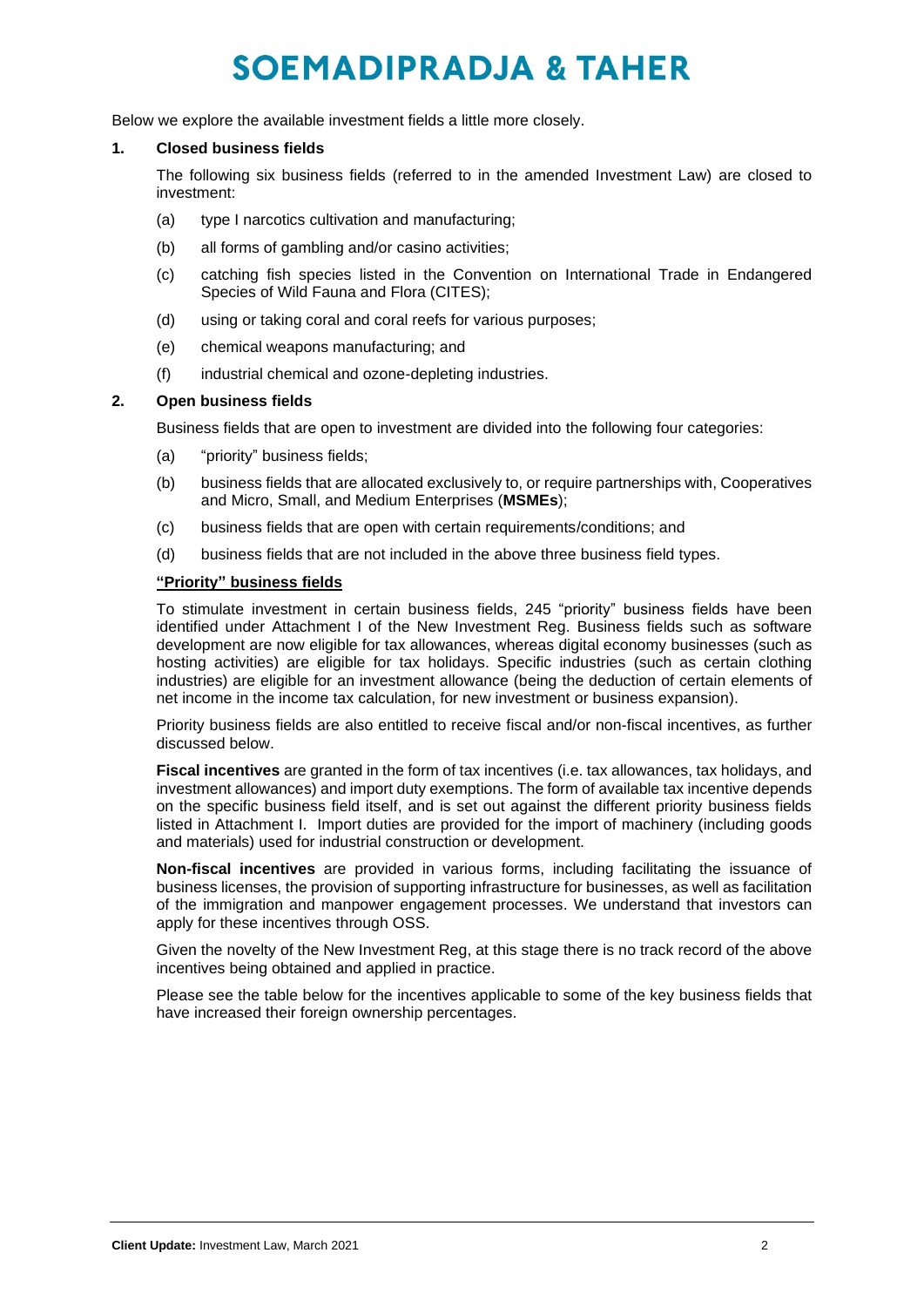Below we explore the available investment fields a little more closely.

## 1. Closed business fields

The following six business fields (referred to in the amended Investment Law) are closed to investment:

(a) type I narcotics cultivation and manufacturing;

(b) all forms of gambling and/or casino activities;

(c) catching fish species listed in the Convention on International Trade in Endangered Species of Wild Fauna and Flora (CITES);

(d) using or taking coral and coral reefs for various purposes;

(e) chemical weapons manufacturing; and

(f) industrial chemical and ozone-depleting industries.

## 2. Open business fields

Business fields that are open to investment are divided into the following four categories:

(a) "priority" business fields;

(b) business fields that are allocated exclusively to, or require partnerships with, Cooperatives and Micro, Small, and Medium Enterprises (**MSMEs**);

(c) business fields that are open with certain requirements/conditions; and

(d) business fields that are not included in the above three business field types.

### "Priority" business fields

To stimulate investment in certain business fields, 245 "priority" business fields have been identified under Attachment I of the New Investment Reg. Business fields such as software development are now eligible for tax allowances, whereas digital economy businesses (such as hosting activities) are eligible for tax holidays. Specific industries (such as certain clothing industries) are eligible for an investment allowance (being the deduction of certain elements of net income in the income tax calculation, for new investment or business expansion).

Priority business fields are also entitled to receive fiscal and/or non-fiscal incentives, as further discussed below.

**Fiscal incentives** are granted in the form of tax incentives (i.e. tax allowances, tax holidays, and investment allowances) and import duty exemptions. The form of available tax incentive depends on the specific business field itself, and is set out against the different priority business fields listed in Attachment I. Import duties are provided for the import of machinery (including goods and materials) used for industrial construction or development.

**Non-fiscal incentives** are provided in various forms, including facilitating the issuance of business licenses, the provision of supporting infrastructure for businesses, as well as facilitation of the immigration and manpower engagement processes. We understand that investors can apply for these incentives through OSS.

Given the novelty of the New Investment Reg, at this stage there is no track record of the above incentives being obtained and applied in practice.

Please see the table below for the incentives applicable to some of the key business fields that have increased their foreign ownership percentages.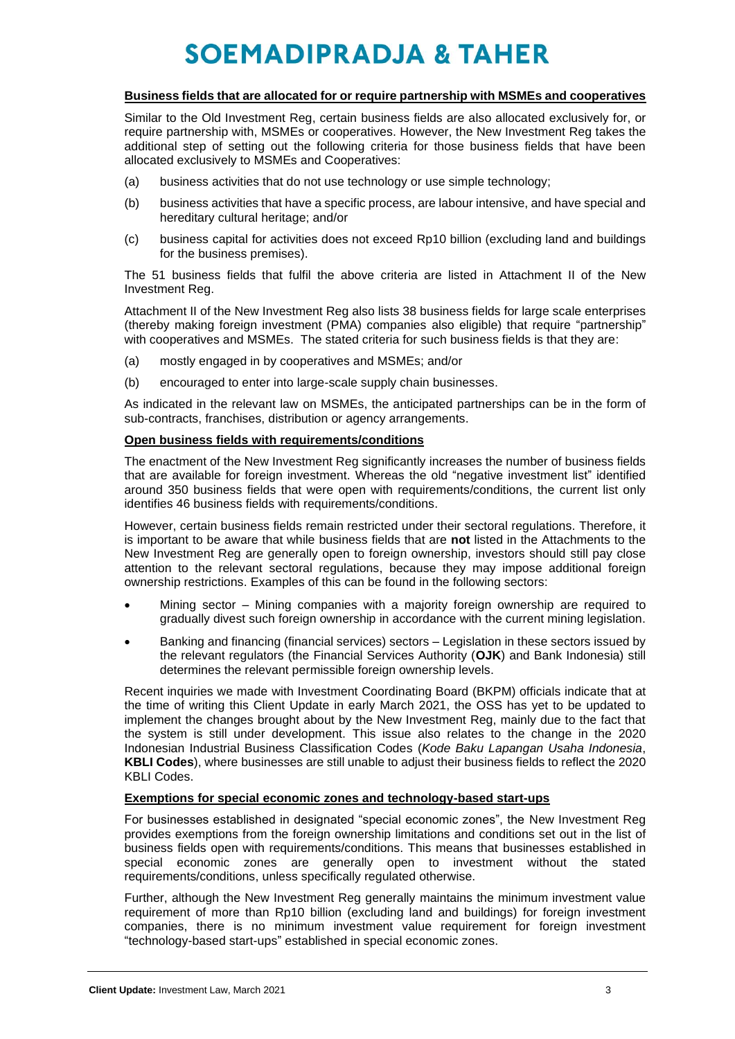**Business fields that are allocated for or require partnership with MSMEs and cooperatives**

Similar to the Old Investment Reg, certain business fields are also allocated exclusively for, or require partnership with, MSMEs or cooperatives. However, the New Investment Reg takes the additional step of setting out the following criteria for those business fields that have been allocated exclusively to MSMEs and Cooperatives:

(a) business activities that do not use technology or use simple technology;

(b) business activities that have a specific process, are labour intensive, and have special and hereditary cultural heritage; and/or

(c) business capital for activities does not exceed Rp10 billion (excluding land and buildings for the business premises).

The 51 business fields that fulfil the above criteria are listed in Attachment II of the New Investment Reg.

Attachment II of the New Investment Reg also lists 38 business fields for large scale enterprises (thereby making foreign investment (PMA) companies also eligible) that require "partnership" with cooperatives and MSMEs. The stated criteria for such business fields is that they are:

(a) mostly engaged in by cooperatives and MSMEs; and/or

(b) encouraged to enter into large-scale supply chain businesses.

As indicated in the relevant law on MSMEs, the anticipated partnerships can be in the form of sub-contracts, franchises, distribution or agency arrangements.

**Open business fields with requirements/conditions**

The enactment of the New Investment Reg significantly increases the number of business fields that are available for foreign investment. Whereas the old "negative investment list" identified around 350 business fields that were open with requirements/conditions, the current list only identifies 46 business fields with requirements/conditions.

However, certain business fields remain restricted under their sectoral regulations. Therefore, it is important to be aware that while business fields that are **not** listed in the Attachments to the New Investment Reg are generally open to foreign ownership, investors should still pay close attention to the relevant sectoral regulations, because they may impose additional foreign ownership restrictions. Examples of this can be found in the following sectors:

- Mining sector – Mining companies with a majority foreign ownership are required to gradually divest such foreign ownership in accordance with the current mining legislation.
- Banking and financing (financial services) sectors – Legislation in these sectors issued by the relevant regulators (the Financial Services Authority (**OJK**) and Bank Indonesia) still determines the relevant permissible foreign ownership levels.

Recent inquiries we made with Investment Coordinating Board (BKPM) officials indicate that at the time of writing this Client Update in early March 2021, the OSS has yet to be updated to implement the changes brought about by the New Investment Reg, mainly due to the fact that the system is still under development. This issue also relates to the change in the 2020 Indonesian Industrial Business Classification Codes (*Kode Baku Lapangan Usaha Indonesia*, **KBLI Codes**), where businesses are still unable to adjust their business fields to reflect the 2020 KBLI Codes.

**Exemptions for special economic zones and technology-based start-ups**

For businesses established in designated "special economic zones", the New Investment Reg provides exemptions from the foreign ownership limitations and conditions set out in the list of business fields open with requirements/conditions. This means that businesses established in special economic zones are generally open to investment without the stated requirements/conditions, unless specifically regulated otherwise.

Further, although the New Investment Reg generally maintains the minimum investment value requirement of more than Rp10 billion (excluding land and buildings) for foreign investment companies, there is no minimum investment value requirement for foreign investment "technology-based start-ups" established in special economic zones.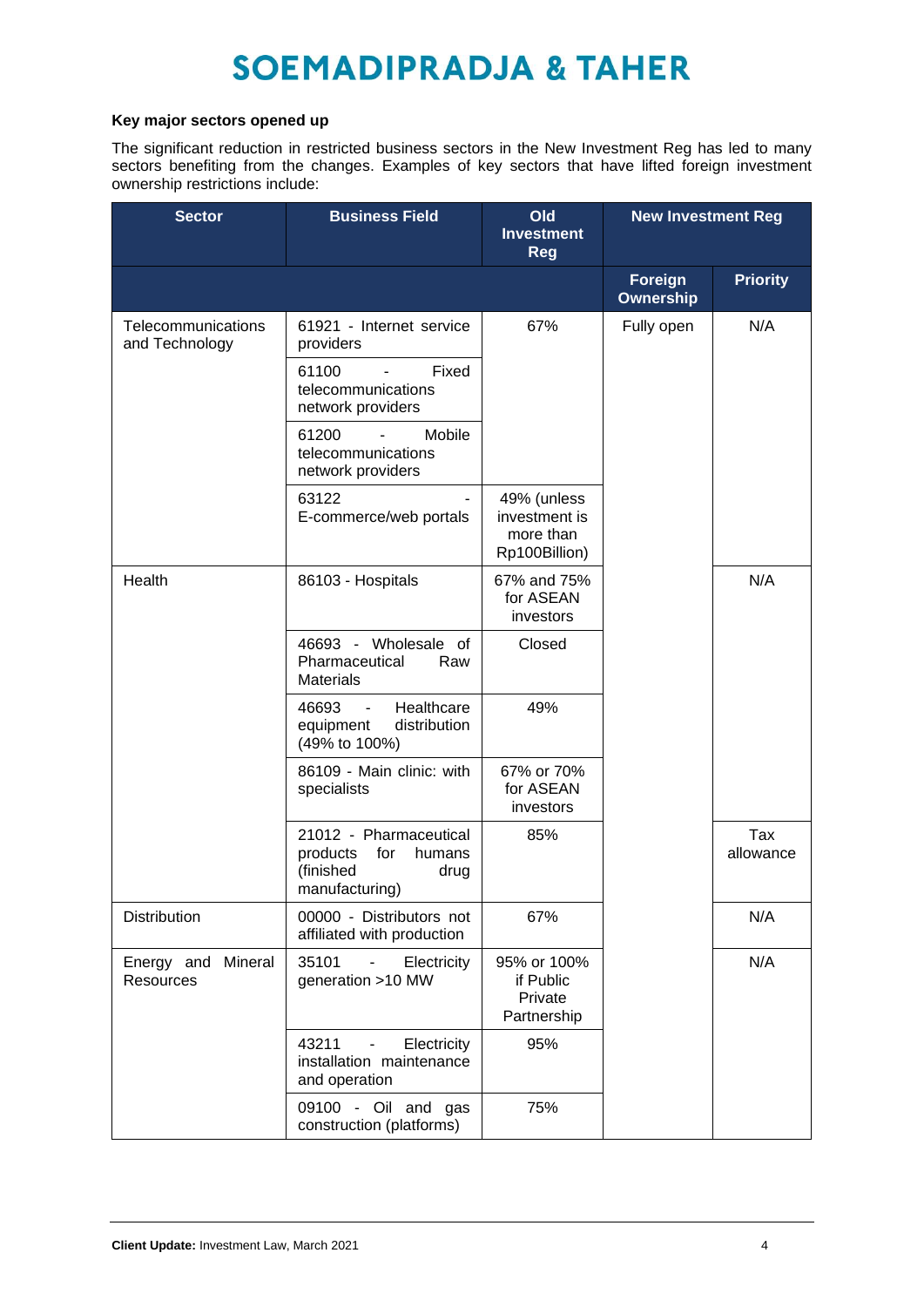### Key major sectors opened up

The significant reduction in restricted business sectors in the New Investment Reg has led to many sectors benefiting from the changes. Examples of key sectors that have lifted foreign investment ownership restrictions include:

| Sector | Business Field | Old Investment Reg | New Investment Reg | |
|---|---|---|---|---|
| | | | Foreign Ownership | Priority |
| Telecommunications and Technology | 61921 - Internet service providers | 67% | Fully open | N/A |
| | 61100 - Fixed telecommunications network providers | | | |
| | 61200 - Mobile telecommunications network providers | | | |
| | 63122 - E-commerce/web portals | 49% (unless investment is more than Rp100Billion) | | |
| Health | 86103 - Hospitals | 67% and 75% for ASEAN investors | | N/A |
| | 46693 - Wholesale of Pharmaceutical Raw Materials | Closed | | |
| | 46693 - Healthcare equipment distribution (49% to 100%) | 49% | | |
| | 86109 - Main clinic: with specialists | 67% or 70% for ASEAN investors | | |
| | 21012 - Pharmaceutical products for humans (finished drug manufacturing) | 85% | | Tax allowance |
| Distribution | 00000 - Distributors not affiliated with production | 67% | | N/A |
| Energy and Mineral Resources | 35101 - Electricity generation >10 MW | 95% or 100% if Public Private Partnership | | N/A |
| | 43211 - Electricity installation maintenance and operation | 95% | | |
| | 09100 - Oil and gas construction (platforms) | 75% | | |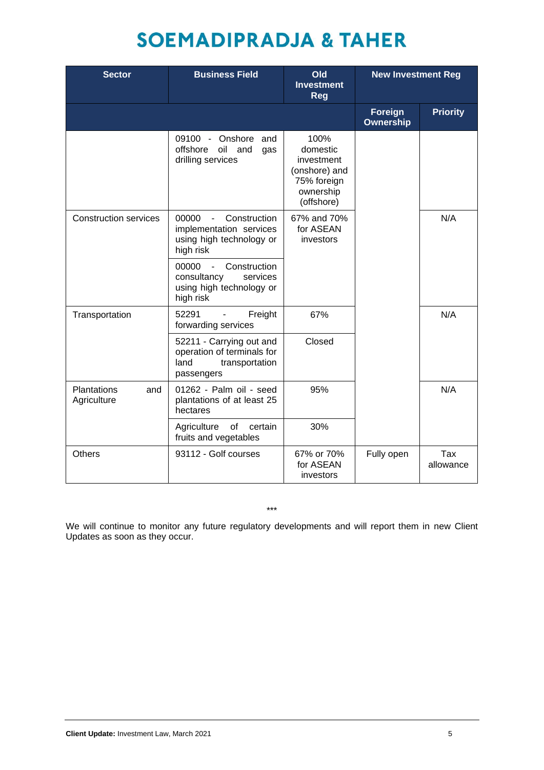| Sector | Business Field | Old Investment Reg | New Investment Reg | |
|---|---|---|---|---|
| | | | Foreign Ownership | Priority |
| | 09100 - Onshore and offshore oil and gas drilling services | 100% domestic investment (onshore) and 75% foreign ownership (offshore) | | |
| Construction services | 00000 - Construction implementation services using high technology or high risk | 67% and 70% for ASEAN investors | | N/A |
| | 00000 - Construction consultancy services using high technology or high risk | | | |
| Transportation | 52291 - Freight forwarding services | 67% | | N/A |
| | 52211 - Carrying out and operation of terminals for land transportation passengers | Closed | | |
| Plantations and Agriculture | 01262 - Palm oil - seed plantations of at least 25 hectares | 95% | | N/A |
| | Agriculture of certain fruits and vegetables | 30% | | |
| Others | 93112 - Golf courses | 67% or 70% for ASEAN investors | Fully open | Tax allowance |

***

We will continue to monitor any future regulatory developments and will report them in new Client Updates as soon as they occur.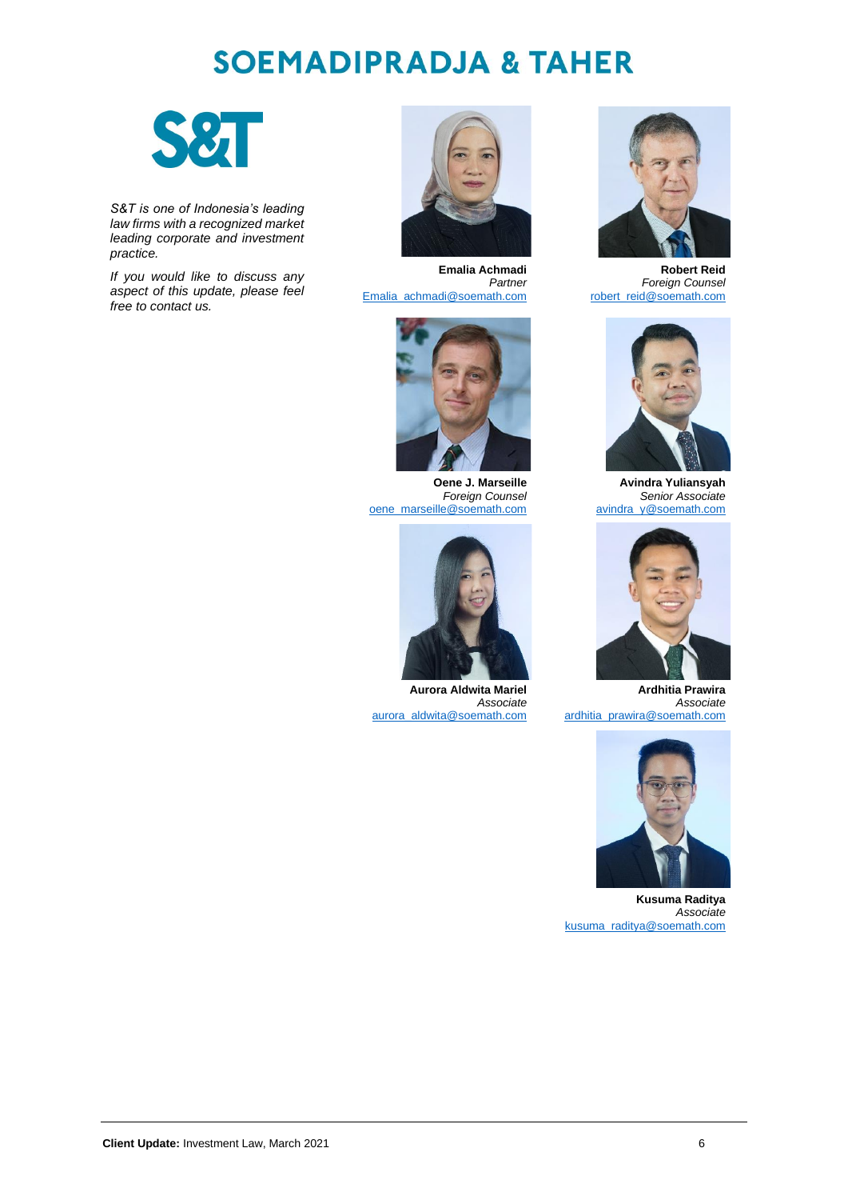# SOEMADIPRADJA & TAHER

S&T

*S&T is one of Indonesia's leading law firms with a recognized market leading corporate and investment practice.*

*If you would like to discuss any aspect of this update, please feel free to contact us.*

**Emalia Achmadi**
*Partner*
Emalia_achmadi@soemath.com

**Robert Reid**
*Foreign Counsel*
robert_reid@soemath.com

**Oene J. Marseille**
*Foreign Counsel*
oene_marseille@soemath.com

**Avindra Yuliansyah**
*Senior Associate*
avindra_y@soemath.com

**Aurora Aldwita Mariel**
*Associate*
aurora_aldwita@soemath.com

**Ardhitia Prawira**
*Associate*
ardhitia_prawira@soemath.com

**Kusuma Raditya**
*Associate*
kusuma_raditya@soemath.com